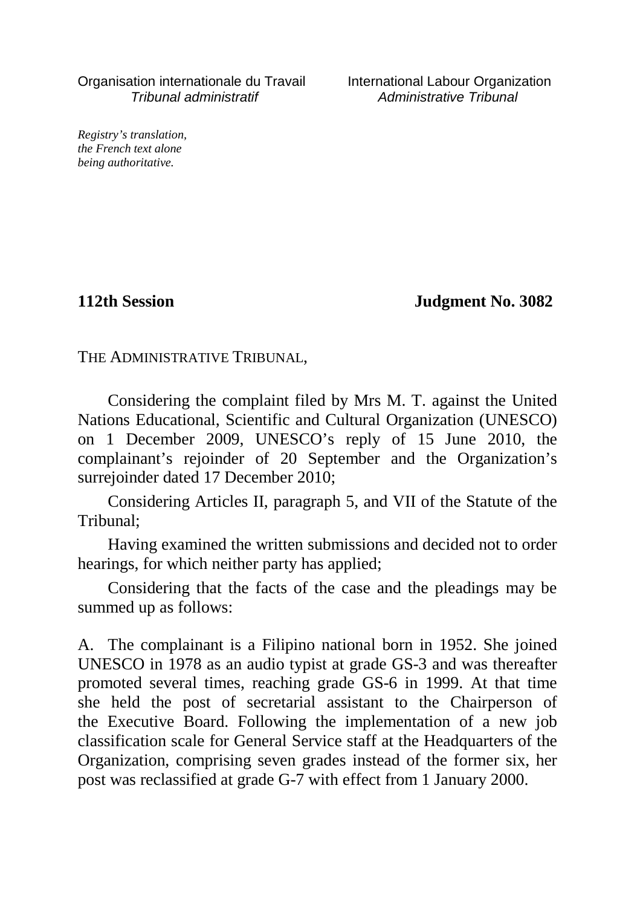Organisation internationale du Travail
*Tribunal administratif*

International Labour Organization
*Administrative Tribunal*

*Registry's translation, the French text alone being authoritative.*

**112th Session** **Judgment No. 3082**

THE ADMINISTRATIVE TRIBUNAL,

Considering the complaint filed by Mrs M. T. against the United Nations Educational, Scientific and Cultural Organization (UNESCO) on 1 December 2009, UNESCO's reply of 15 June 2010, the complainant's rejoinder of 20 September and the Organization's surrejoinder dated 17 December 2010;

Considering Articles II, paragraph 5, and VII of the Statute of the Tribunal;

Having examined the written submissions and decided not to order hearings, for which neither party has applied;

Considering that the facts of the case and the pleadings may be summed up as follows:

A. The complainant is a Filipino national born in 1952. She joined UNESCO in 1978 as an audio typist at grade GS-3 and was thereafter promoted several times, reaching grade GS-6 in 1999. At that time she held the post of secretarial assistant to the Chairperson of the Executive Board. Following the implementation of a new job classification scale for General Service staff at the Headquarters of the Organization, comprising seven grades instead of the former six, her post was reclassified at grade G-7 with effect from 1 January 2000.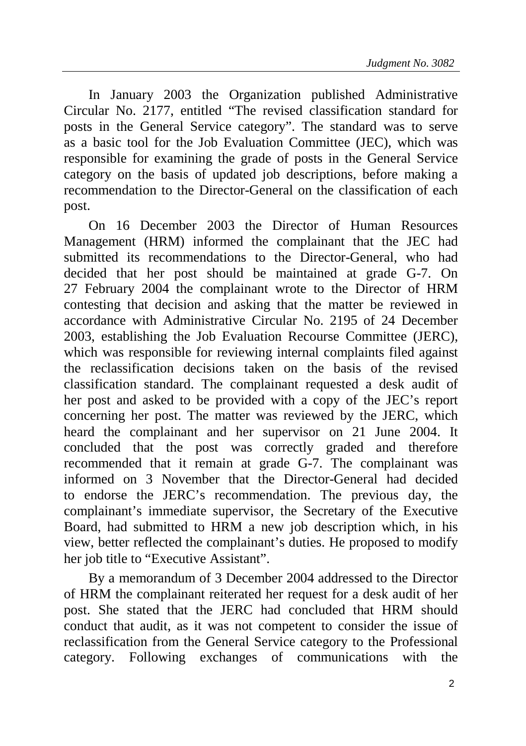In January 2003 the Organization published Administrative Circular No. 2177, entitled “The revised classification standard for posts in the General Service category”. The standard was to serve as a basic tool for the Job Evaluation Committee (JEC), which was responsible for examining the grade of posts in the General Service category on the basis of updated job descriptions, before making a recommendation to the Director-General on the classification of each post.

On 16 December 2003 the Director of Human Resources Management (HRM) informed the complainant that the JEC had submitted its recommendations to the Director-General, who had decided that her post should be maintained at grade G-7. On 27 February 2004 the complainant wrote to the Director of HRM contesting that decision and asking that the matter be reviewed in accordance with Administrative Circular No. 2195 of 24 December 2003, establishing the Job Evaluation Recourse Committee (JERC), which was responsible for reviewing internal complaints filed against the reclassification decisions taken on the basis of the revised classification standard. The complainant requested a desk audit of her post and asked to be provided with a copy of the JEC’s report concerning her post. The matter was reviewed by the JERC, which heard the complainant and her supervisor on 21 June 2004. It concluded that the post was correctly graded and therefore recommended that it remain at grade G-7. The complainant was informed on 3 November that the Director-General had decided to endorse the JERC’s recommendation. The previous day, the complainant’s immediate supervisor, the Secretary of the Executive Board, had submitted to HRM a new job description which, in his view, better reflected the complainant’s duties. He proposed to modify her job title to “Executive Assistant”.

By a memorandum of 3 December 2004 addressed to the Director of HRM the complainant reiterated her request for a desk audit of her post. She stated that the JERC had concluded that HRM should conduct that audit, as it was not competent to consider the issue of reclassification from the General Service category to the Professional category. Following exchanges of communications with the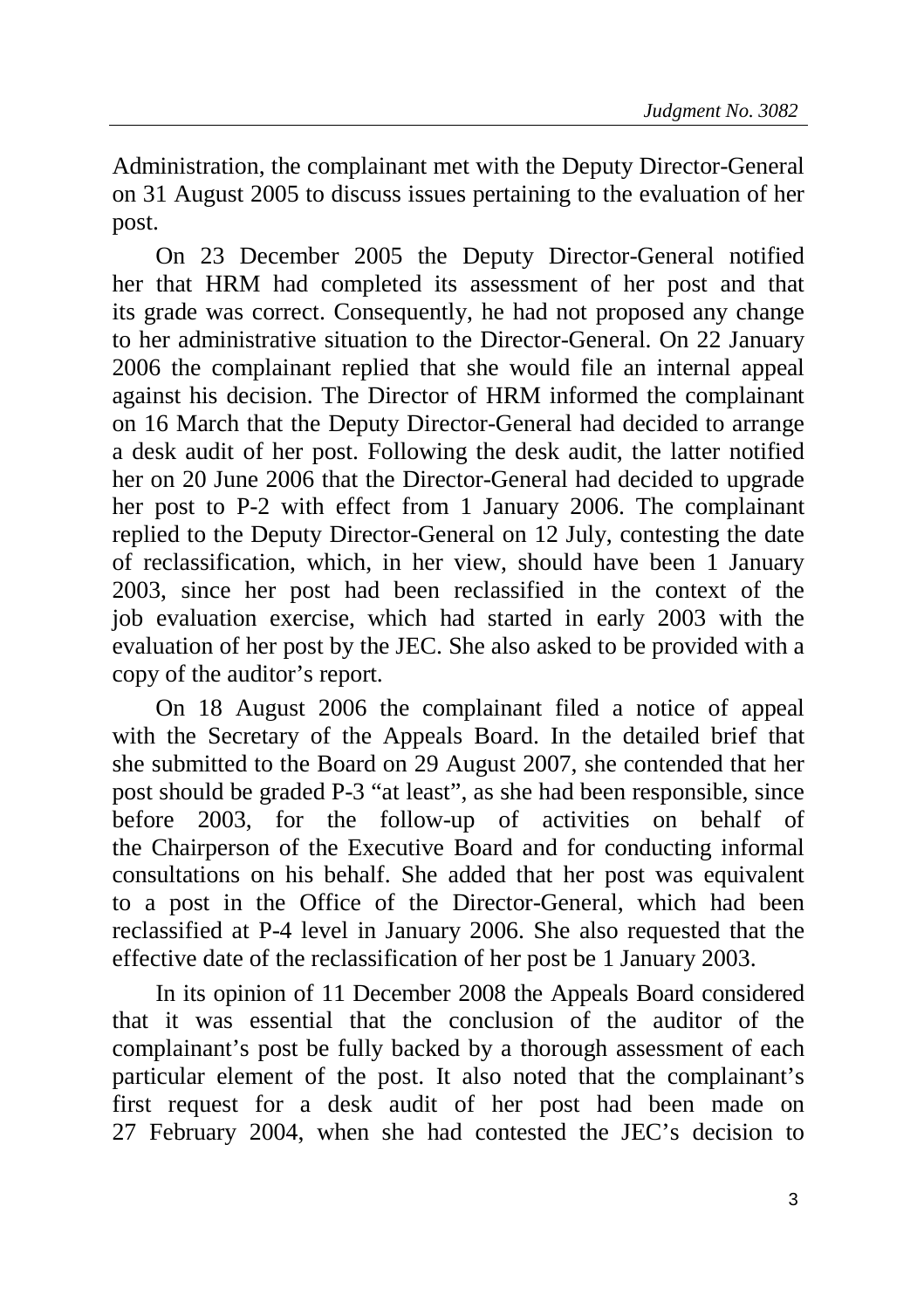Administration, the complainant met with the Deputy Director-General on 31 August 2005 to discuss issues pertaining to the evaluation of her post.

On 23 December 2005 the Deputy Director-General notified her that HRM had completed its assessment of her post and that its grade was correct. Consequently, he had not proposed any change to her administrative situation to the Director-General. On 22 January 2006 the complainant replied that she would file an internal appeal against his decision. The Director of HRM informed the complainant on 16 March that the Deputy Director-General had decided to arrange a desk audit of her post. Following the desk audit, the latter notified her on 20 June 2006 that the Director-General had decided to upgrade her post to P-2 with effect from 1 January 2006. The complainant replied to the Deputy Director-General on 12 July, contesting the date of reclassification, which, in her view, should have been 1 January 2003, since her post had been reclassified in the context of the job evaluation exercise, which had started in early 2003 with the evaluation of her post by the JEC. She also asked to be provided with a copy of the auditor's report.

On 18 August 2006 the complainant filed a notice of appeal with the Secretary of the Appeals Board. In the detailed brief that she submitted to the Board on 29 August 2007, she contended that her post should be graded P-3 "at least", as she had been responsible, since before 2003, for the follow-up of activities on behalf of the Chairperson of the Executive Board and for conducting informal consultations on his behalf. She added that her post was equivalent to a post in the Office of the Director-General, which had been reclassified at P-4 level in January 2006. She also requested that the effective date of the reclassification of her post be 1 January 2003.

In its opinion of 11 December 2008 the Appeals Board considered that it was essential that the conclusion of the auditor of the complainant's post be fully backed by a thorough assessment of each particular element of the post. It also noted that the complainant's first request for a desk audit of her post had been made on 27 February 2004, when she had contested the JEC's decision to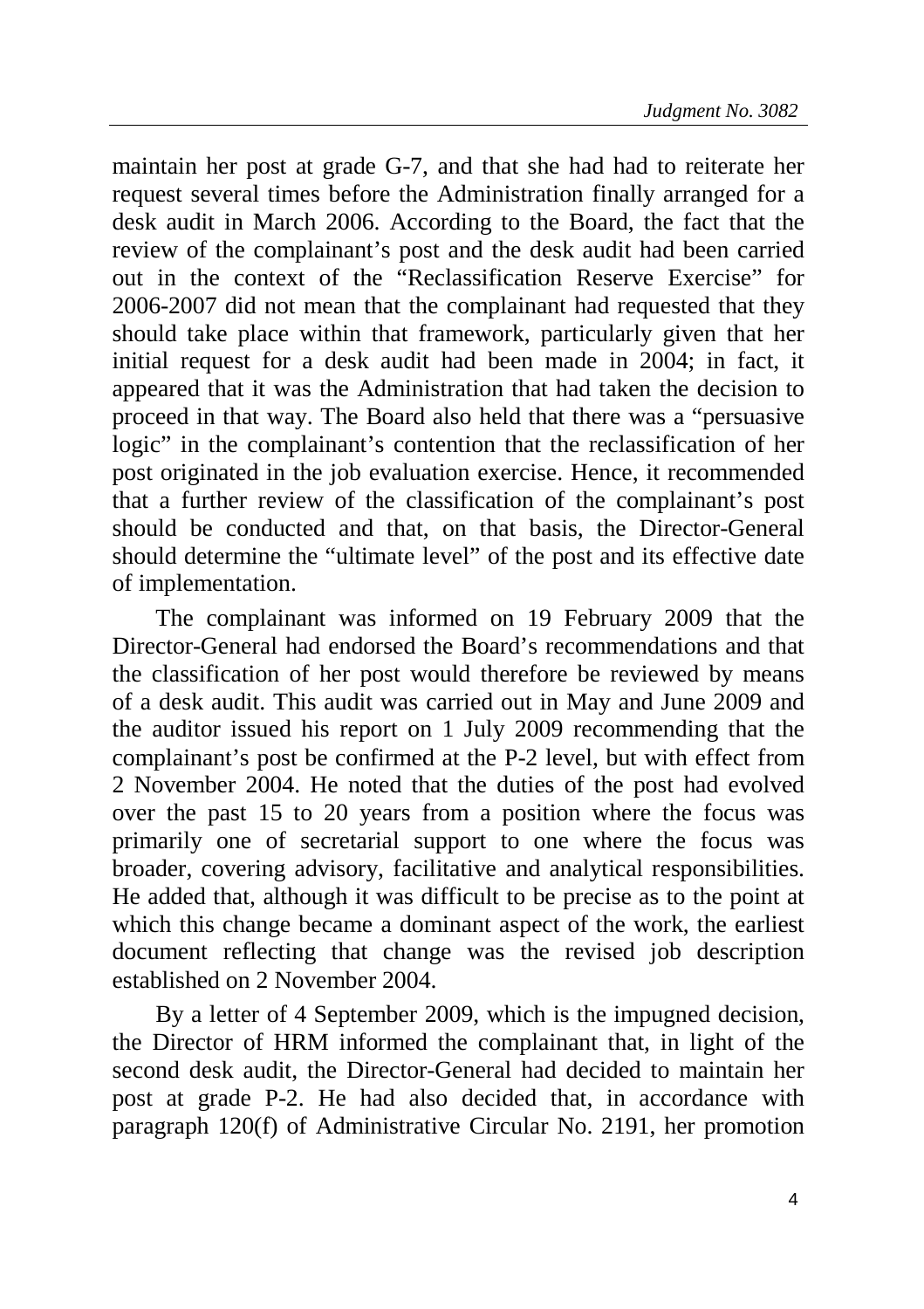maintain her post at grade G-7, and that she had had to reiterate her request several times before the Administration finally arranged for a desk audit in March 2006. According to the Board, the fact that the review of the complainant's post and the desk audit had been carried out in the context of the "Reclassification Reserve Exercise" for 2006-2007 did not mean that the complainant had requested that they should take place within that framework, particularly given that her initial request for a desk audit had been made in 2004; in fact, it appeared that it was the Administration that had taken the decision to proceed in that way. The Board also held that there was a "persuasive logic" in the complainant's contention that the reclassification of her post originated in the job evaluation exercise. Hence, it recommended that a further review of the classification of the complainant's post should be conducted and that, on that basis, the Director-General should determine the "ultimate level" of the post and its effective date of implementation.

The complainant was informed on 19 February 2009 that the Director-General had endorsed the Board's recommendations and that the classification of her post would therefore be reviewed by means of a desk audit. This audit was carried out in May and June 2009 and the auditor issued his report on 1 July 2009 recommending that the complainant's post be confirmed at the P-2 level, but with effect from 2 November 2004. He noted that the duties of the post had evolved over the past 15 to 20 years from a position where the focus was primarily one of secretarial support to one where the focus was broader, covering advisory, facilitative and analytical responsibilities. He added that, although it was difficult to be precise as to the point at which this change became a dominant aspect of the work, the earliest document reflecting that change was the revised job description established on 2 November 2004.

By a letter of 4 September 2009, which is the impugned decision, the Director of HRM informed the complainant that, in light of the second desk audit, the Director-General had decided to maintain her post at grade P-2. He had also decided that, in accordance with paragraph 120(f) of Administrative Circular No. 2191, her promotion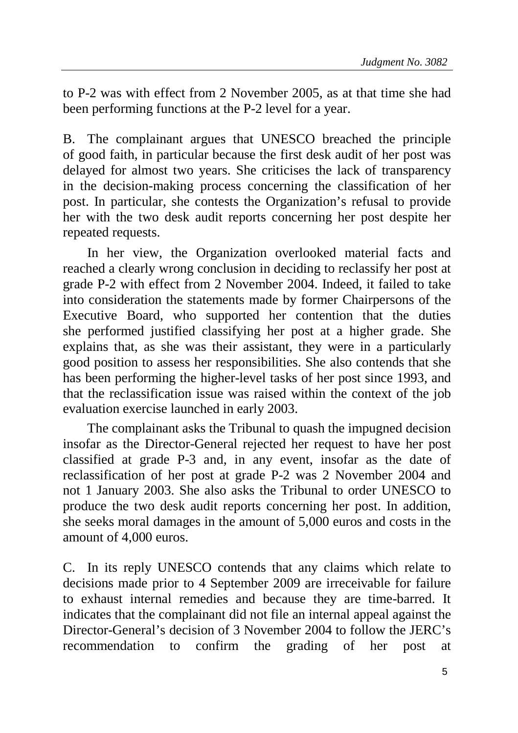to P-2 was with effect from 2 November 2005, as at that time she had been performing functions at the P-2 level for a year.

B. The complainant argues that UNESCO breached the principle of good faith, in particular because the first desk audit of her post was delayed for almost two years. She criticises the lack of transparency in the decision-making process concerning the classification of her post. In particular, she contests the Organization's refusal to provide her with the two desk audit reports concerning her post despite her repeated requests.

In her view, the Organization overlooked material facts and reached a clearly wrong conclusion in deciding to reclassify her post at grade P-2 with effect from 2 November 2004. Indeed, it failed to take into consideration the statements made by former Chairpersons of the Executive Board, who supported her contention that the duties she performed justified classifying her post at a higher grade. She explains that, as she was their assistant, they were in a particularly good position to assess her responsibilities. She also contends that she has been performing the higher-level tasks of her post since 1993, and that the reclassification issue was raised within the context of the job evaluation exercise launched in early 2003.

The complainant asks the Tribunal to quash the impugned decision insofar as the Director-General rejected her request to have her post classified at grade P-3 and, in any event, insofar as the date of reclassification of her post at grade P-2 was 2 November 2004 and not 1 January 2003. She also asks the Tribunal to order UNESCO to produce the two desk audit reports concerning her post. In addition, she seeks moral damages in the amount of 5,000 euros and costs in the amount of 4,000 euros.

C. In its reply UNESCO contends that any claims which relate to decisions made prior to 4 September 2009 are irreceivable for failure to exhaust internal remedies and because they are time-barred. It indicates that the complainant did not file an internal appeal against the Director-General's decision of 3 November 2004 to follow the JERC's recommendation to confirm the grading of her post at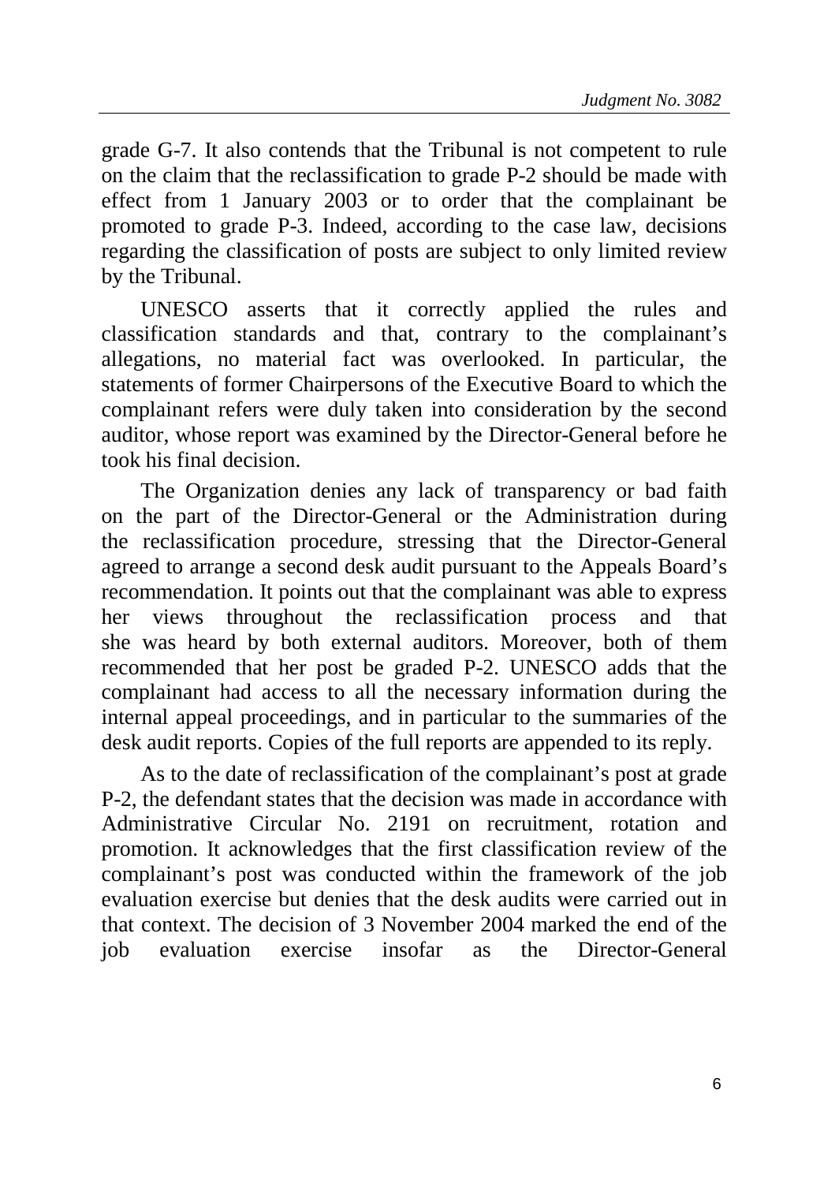grade G-7. It also contends that the Tribunal is not competent to rule on the claim that the reclassification to grade P-2 should be made with effect from 1 January 2003 or to order that the complainant be promoted to grade P-3. Indeed, according to the case law, decisions regarding the classification of posts are subject to only limited review by the Tribunal.

UNESCO asserts that it correctly applied the rules and classification standards and that, contrary to the complainant's allegations, no material fact was overlooked. In particular, the statements of former Chairpersons of the Executive Board to which the complainant refers were duly taken into consideration by the second auditor, whose report was examined by the Director-General before he took his final decision.

The Organization denies any lack of transparency or bad faith on the part of the Director-General or the Administration during the reclassification procedure, stressing that the Director-General agreed to arrange a second desk audit pursuant to the Appeals Board's recommendation. It points out that the complainant was able to express her views throughout the reclassification process and that she was heard by both external auditors. Moreover, both of them recommended that her post be graded P-2. UNESCO adds that the complainant had access to all the necessary information during the internal appeal proceedings, and in particular to the summaries of the desk audit reports. Copies of the full reports are appended to its reply.

As to the date of reclassification of the complainant's post at grade P-2, the defendant states that the decision was made in accordance with Administrative Circular No. 2191 on recruitment, rotation and promotion. It acknowledges that the first classification review of the complainant's post was conducted within the framework of the job evaluation exercise but denies that the desk audits were carried out in that context. The decision of 3 November 2004 marked the end of the job evaluation exercise insofar as the Director-General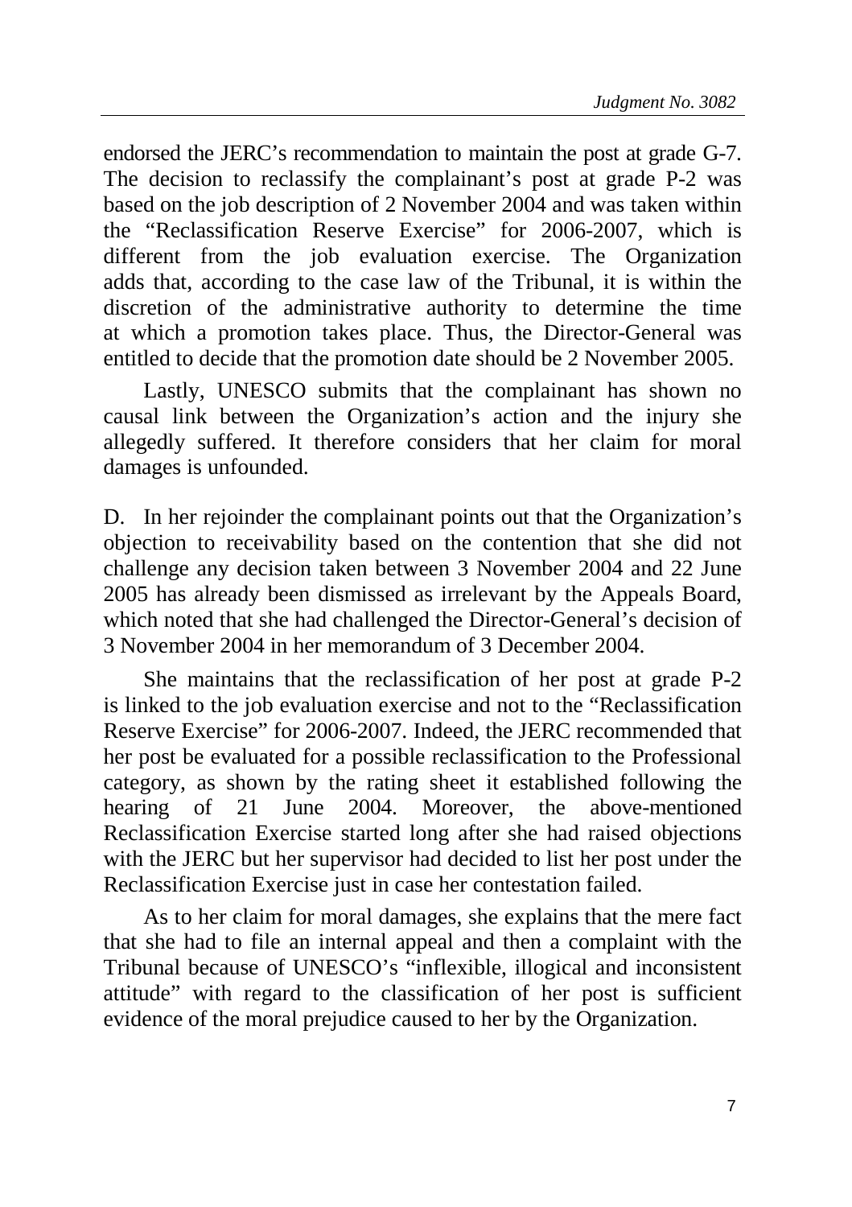endorsed the JERC's recommendation to maintain the post at grade G-7. The decision to reclassify the complainant's post at grade P-2 was based on the job description of 2 November 2004 and was taken within the "Reclassification Reserve Exercise" for 2006-2007, which is different from the job evaluation exercise. The Organization adds that, according to the case law of the Tribunal, it is within the discretion of the administrative authority to determine the time at which a promotion takes place. Thus, the Director-General was entitled to decide that the promotion date should be 2 November 2005.

Lastly, UNESCO submits that the complainant has shown no causal link between the Organization's action and the injury she allegedly suffered. It therefore considers that her claim for moral damages is unfounded.

D. In her rejoinder the complainant points out that the Organization's objection to receivability based on the contention that she did not challenge any decision taken between 3 November 2004 and 22 June 2005 has already been dismissed as irrelevant by the Appeals Board, which noted that she had challenged the Director-General's decision of 3 November 2004 in her memorandum of 3 December 2004.

She maintains that the reclassification of her post at grade P-2 is linked to the job evaluation exercise and not to the "Reclassification Reserve Exercise" for 2006-2007. Indeed, the JERC recommended that her post be evaluated for a possible reclassification to the Professional category, as shown by the rating sheet it established following the hearing of 21 June 2004. Moreover, the above-mentioned Reclassification Exercise started long after she had raised objections with the JERC but her supervisor had decided to list her post under the Reclassification Exercise just in case her contestation failed.

As to her claim for moral damages, she explains that the mere fact that she had to file an internal appeal and then a complaint with the Tribunal because of UNESCO's "inflexible, illogical and inconsistent attitude" with regard to the classification of her post is sufficient evidence of the moral prejudice caused to her by the Organization.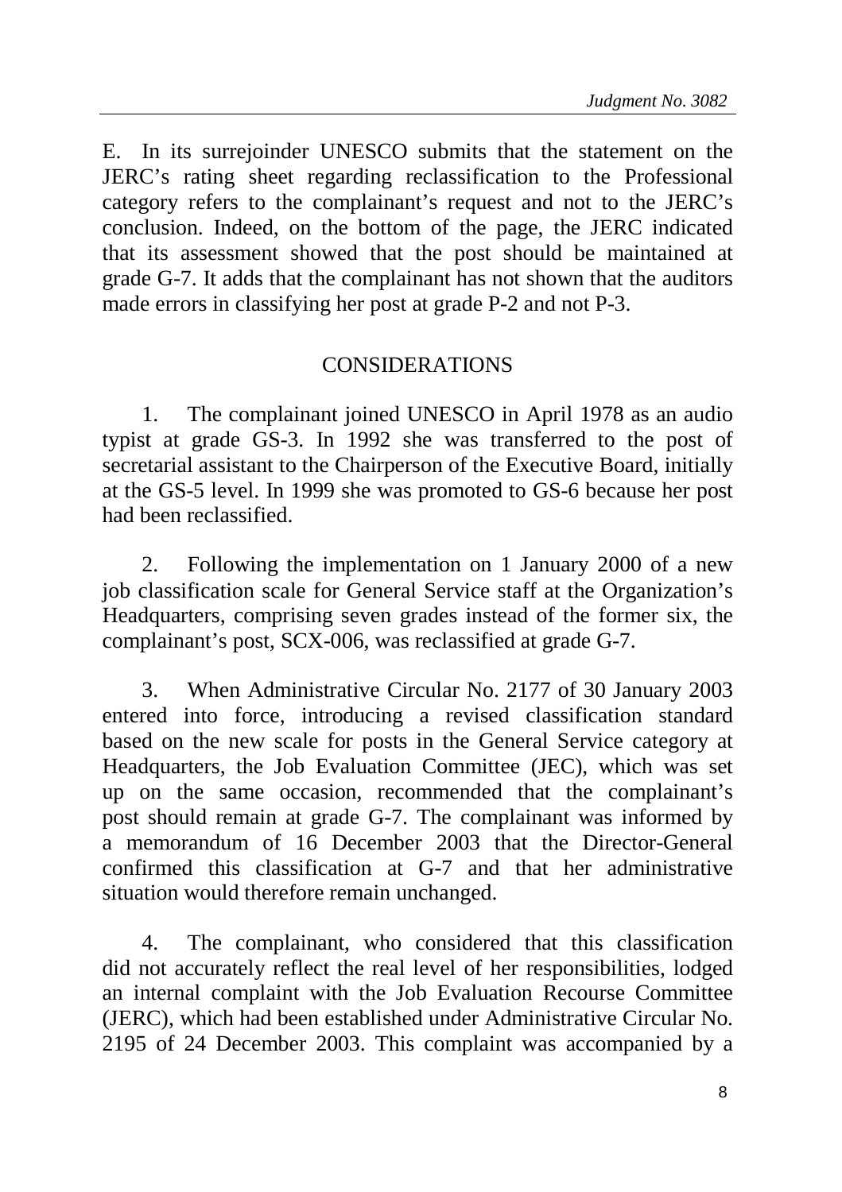E. In its surrejoinder UNESCO submits that the statement on the JERC's rating sheet regarding reclassification to the Professional category refers to the complainant's request and not to the JERC's conclusion. Indeed, on the bottom of the page, the JERC indicated that its assessment showed that the post should be maintained at grade G-7. It adds that the complainant has not shown that the auditors made errors in classifying her post at grade P-2 and not P-3.

## CONSIDERATIONS

1. The complainant joined UNESCO in April 1978 as an audio typist at grade GS-3. In 1992 she was transferred to the post of secretarial assistant to the Chairperson of the Executive Board, initially at the GS-5 level. In 1999 she was promoted to GS-6 because her post had been reclassified.

2. Following the implementation on 1 January 2000 of a new job classification scale for General Service staff at the Organization's Headquarters, comprising seven grades instead of the former six, the complainant's post, SCX-006, was reclassified at grade G-7.

3. When Administrative Circular No. 2177 of 30 January 2003 entered into force, introducing a revised classification standard based on the new scale for posts in the General Service category at Headquarters, the Job Evaluation Committee (JEC), which was set up on the same occasion, recommended that the complainant's post should remain at grade G-7. The complainant was informed by a memorandum of 16 December 2003 that the Director-General confirmed this classification at G-7 and that her administrative situation would therefore remain unchanged.

4. The complainant, who considered that this classification did not accurately reflect the real level of her responsibilities, lodged an internal complaint with the Job Evaluation Recourse Committee (JERC), which had been established under Administrative Circular No. 2195 of 24 December 2003. This complaint was accompanied by a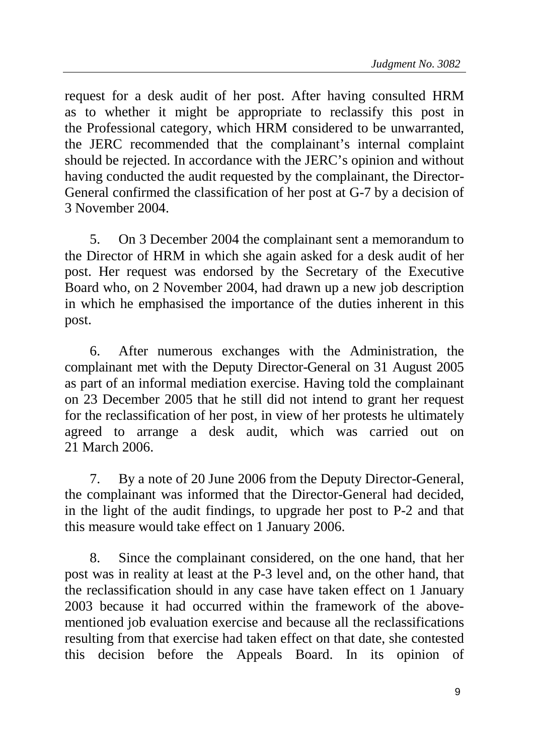request for a desk audit of her post. After having consulted HRM as to whether it might be appropriate to reclassify this post in the Professional category, which HRM considered to be unwarranted, the JERC recommended that the complainant's internal complaint should be rejected. In accordance with the JERC's opinion and without having conducted the audit requested by the complainant, the Director-General confirmed the classification of her post at G-7 by a decision of 3 November 2004.

5. On 3 December 2004 the complainant sent a memorandum to the Director of HRM in which she again asked for a desk audit of her post. Her request was endorsed by the Secretary of the Executive Board who, on 2 November 2004, had drawn up a new job description in which he emphasised the importance of the duties inherent in this post.

6. After numerous exchanges with the Administration, the complainant met with the Deputy Director-General on 31 August 2005 as part of an informal mediation exercise. Having told the complainant on 23 December 2005 that he still did not intend to grant her request for the reclassification of her post, in view of her protests he ultimately agreed to arrange a desk audit, which was carried out on 21 March 2006.

7. By a note of 20 June 2006 from the Deputy Director-General, the complainant was informed that the Director-General had decided, in the light of the audit findings, to upgrade her post to P-2 and that this measure would take effect on 1 January 2006.

8. Since the complainant considered, on the one hand, that her post was in reality at least at the P-3 level and, on the other hand, that the reclassification should in any case have taken effect on 1 January 2003 because it had occurred within the framework of the above-mentioned job evaluation exercise and because all the reclassifications resulting from that exercise had taken effect on that date, she contested this decision before the Appeals Board. In its opinion of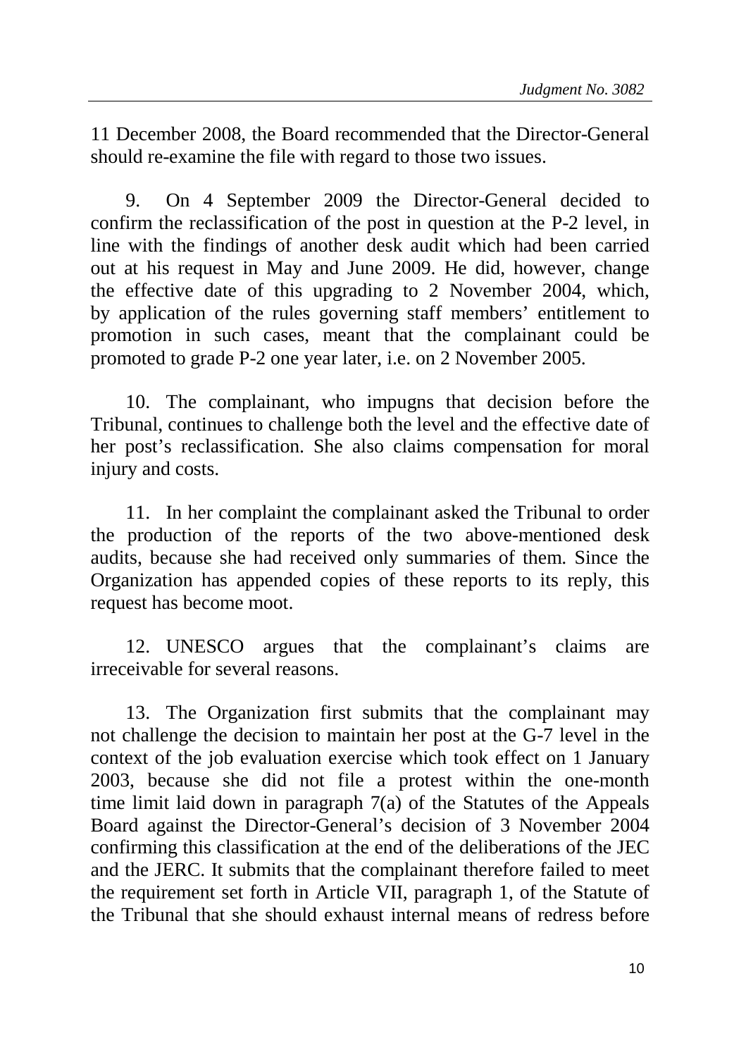11 December 2008, the Board recommended that the Director-General should re-examine the file with regard to those two issues.

9. On 4 September 2009 the Director-General decided to confirm the reclassification of the post in question at the P-2 level, in line with the findings of another desk audit which had been carried out at his request in May and June 2009. He did, however, change the effective date of this upgrading to 2 November 2004, which, by application of the rules governing staff members' entitlement to promotion in such cases, meant that the complainant could be promoted to grade P-2 one year later, i.e. on 2 November 2005.

10. The complainant, who impugns that decision before the Tribunal, continues to challenge both the level and the effective date of her post's reclassification. She also claims compensation for moral injury and costs.

11. In her complaint the complainant asked the Tribunal to order the production of the reports of the two above-mentioned desk audits, because she had received only summaries of them. Since the Organization has appended copies of these reports to its reply, this request has become moot.

12. UNESCO argues that the complainant's claims are irreceivable for several reasons.

13. The Organization first submits that the complainant may not challenge the decision to maintain her post at the G-7 level in the context of the job evaluation exercise which took effect on 1 January 2003, because she did not file a protest within the one-month time limit laid down in paragraph 7(a) of the Statutes of the Appeals Board against the Director-General's decision of 3 November 2004 confirming this classification at the end of the deliberations of the JEC and the JERC. It submits that the complainant therefore failed to meet the requirement set forth in Article VII, paragraph 1, of the Statute of the Tribunal that she should exhaust internal means of redress before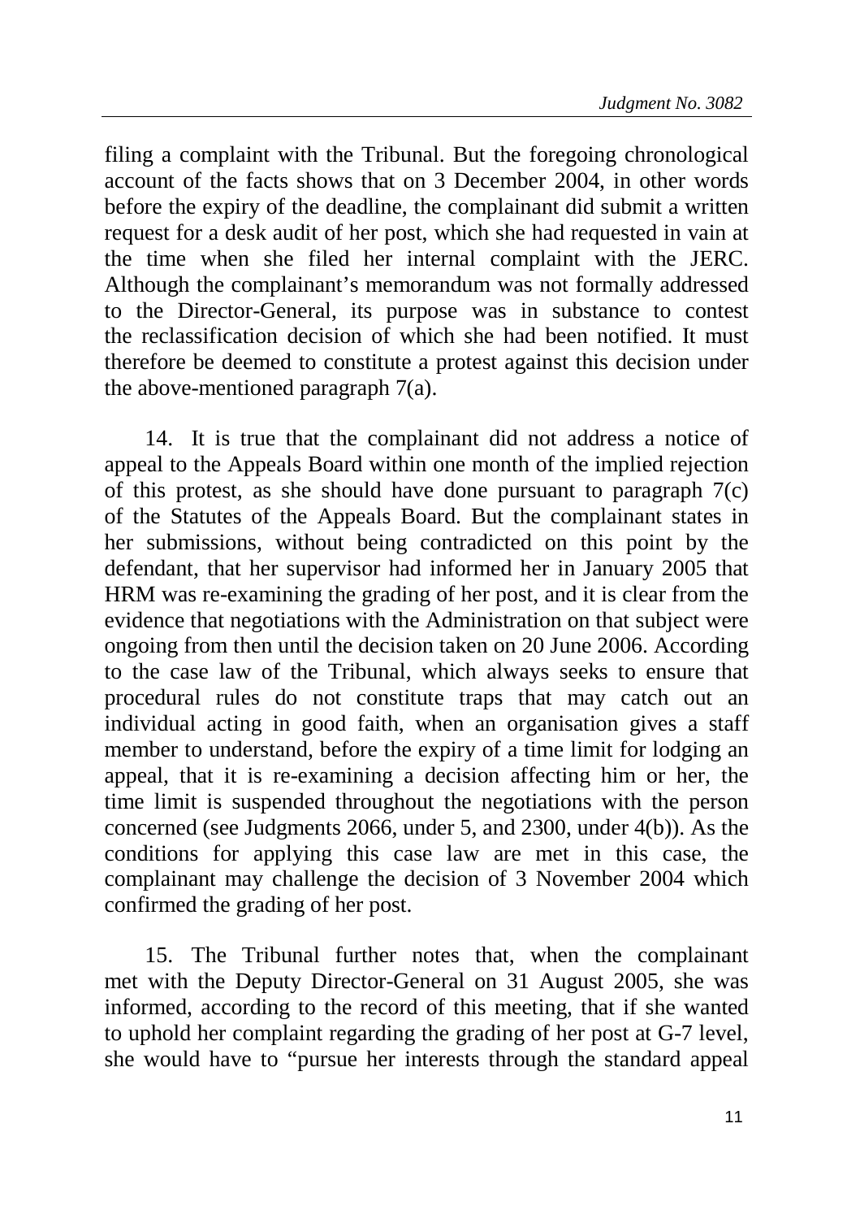filing a complaint with the Tribunal. But the foregoing chronological account of the facts shows that on 3 December 2004, in other words before the expiry of the deadline, the complainant did submit a written request for a desk audit of her post, which she had requested in vain at the time when she filed her internal complaint with the JERC. Although the complainant's memorandum was not formally addressed to the Director-General, its purpose was in substance to contest the reclassification decision of which she had been notified. It must therefore be deemed to constitute a protest against this decision under the above-mentioned paragraph 7(a).

14. It is true that the complainant did not address a notice of appeal to the Appeals Board within one month of the implied rejection of this protest, as she should have done pursuant to paragraph 7(c) of the Statutes of the Appeals Board. But the complainant states in her submissions, without being contradicted on this point by the defendant, that her supervisor had informed her in January 2005 that HRM was re-examining the grading of her post, and it is clear from the evidence that negotiations with the Administration on that subject were ongoing from then until the decision taken on 20 June 2006. According to the case law of the Tribunal, which always seeks to ensure that procedural rules do not constitute traps that may catch out an individual acting in good faith, when an organisation gives a staff member to understand, before the expiry of a time limit for lodging an appeal, that it is re-examining a decision affecting him or her, the time limit is suspended throughout the negotiations with the person concerned (see Judgments 2066, under 5, and 2300, under 4(b)). As the conditions for applying this case law are met in this case, the complainant may challenge the decision of 3 November 2004 which confirmed the grading of her post.

15. The Tribunal further notes that, when the complainant met with the Deputy Director-General on 31 August 2005, she was informed, according to the record of this meeting, that if she wanted to uphold her complaint regarding the grading of her post at G-7 level, she would have to "pursue her interests through the standard appeal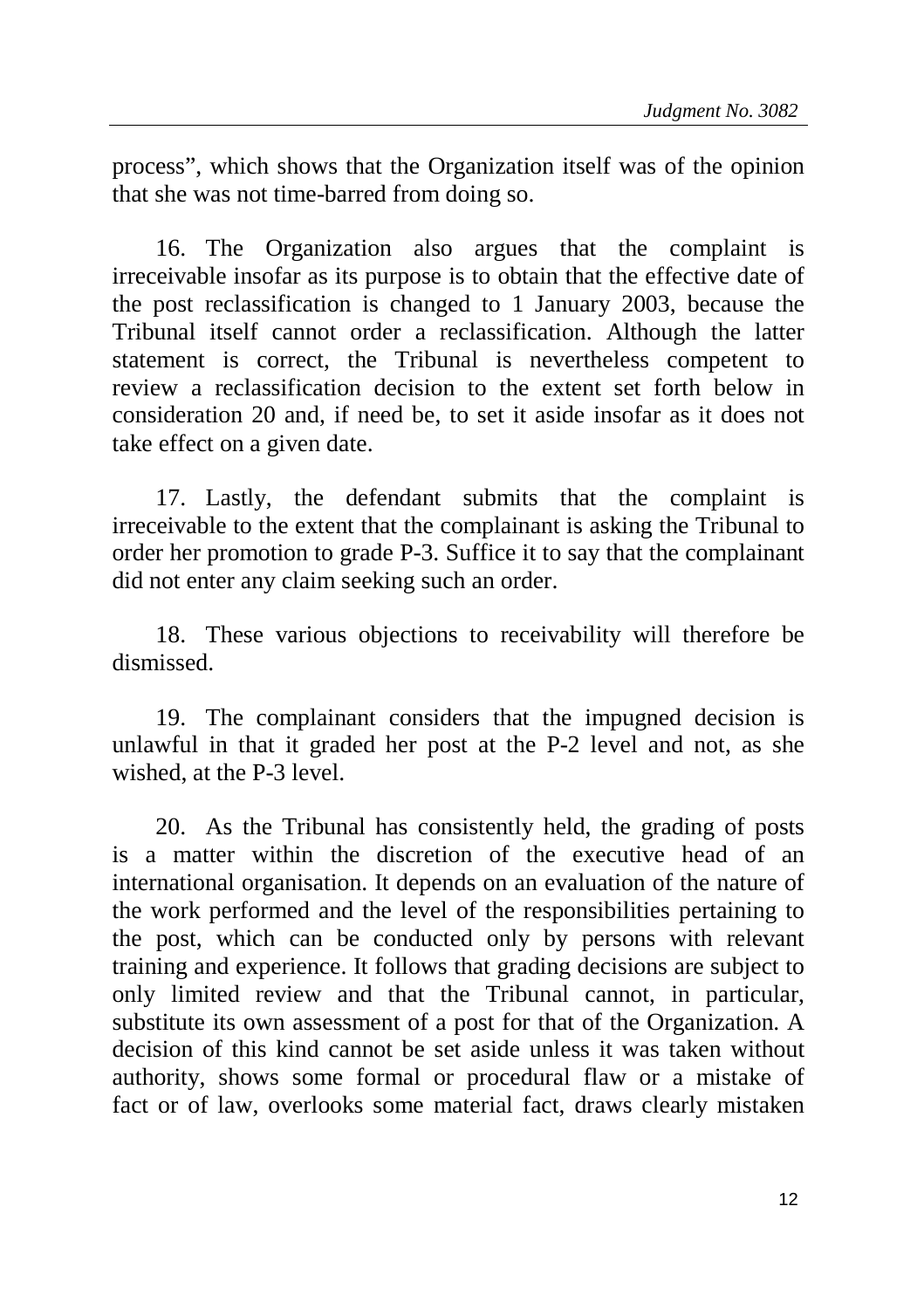process", which shows that the Organization itself was of the opinion that she was not time-barred from doing so.

16. The Organization also argues that the complaint is irreceivable insofar as its purpose is to obtain that the effective date of the post reclassification is changed to 1 January 2003, because the Tribunal itself cannot order a reclassification. Although the latter statement is correct, the Tribunal is nevertheless competent to review a reclassification decision to the extent set forth below in consideration 20 and, if need be, to set it aside insofar as it does not take effect on a given date.

17. Lastly, the defendant submits that the complaint is irreceivable to the extent that the complainant is asking the Tribunal to order her promotion to grade P-3. Suffice it to say that the complainant did not enter any claim seeking such an order.

18. These various objections to receivability will therefore be dismissed.

19. The complainant considers that the impugned decision is unlawful in that it graded her post at the P-2 level and not, as she wished, at the P-3 level.

20. As the Tribunal has consistently held, the grading of posts is a matter within the discretion of the executive head of an international organisation. It depends on an evaluation of the nature of the work performed and the level of the responsibilities pertaining to the post, which can be conducted only by persons with relevant training and experience. It follows that grading decisions are subject to only limited review and that the Tribunal cannot, in particular, substitute its own assessment of a post for that of the Organization. A decision of this kind cannot be set aside unless it was taken without authority, shows some formal or procedural flaw or a mistake of fact or of law, overlooks some material fact, draws clearly mistaken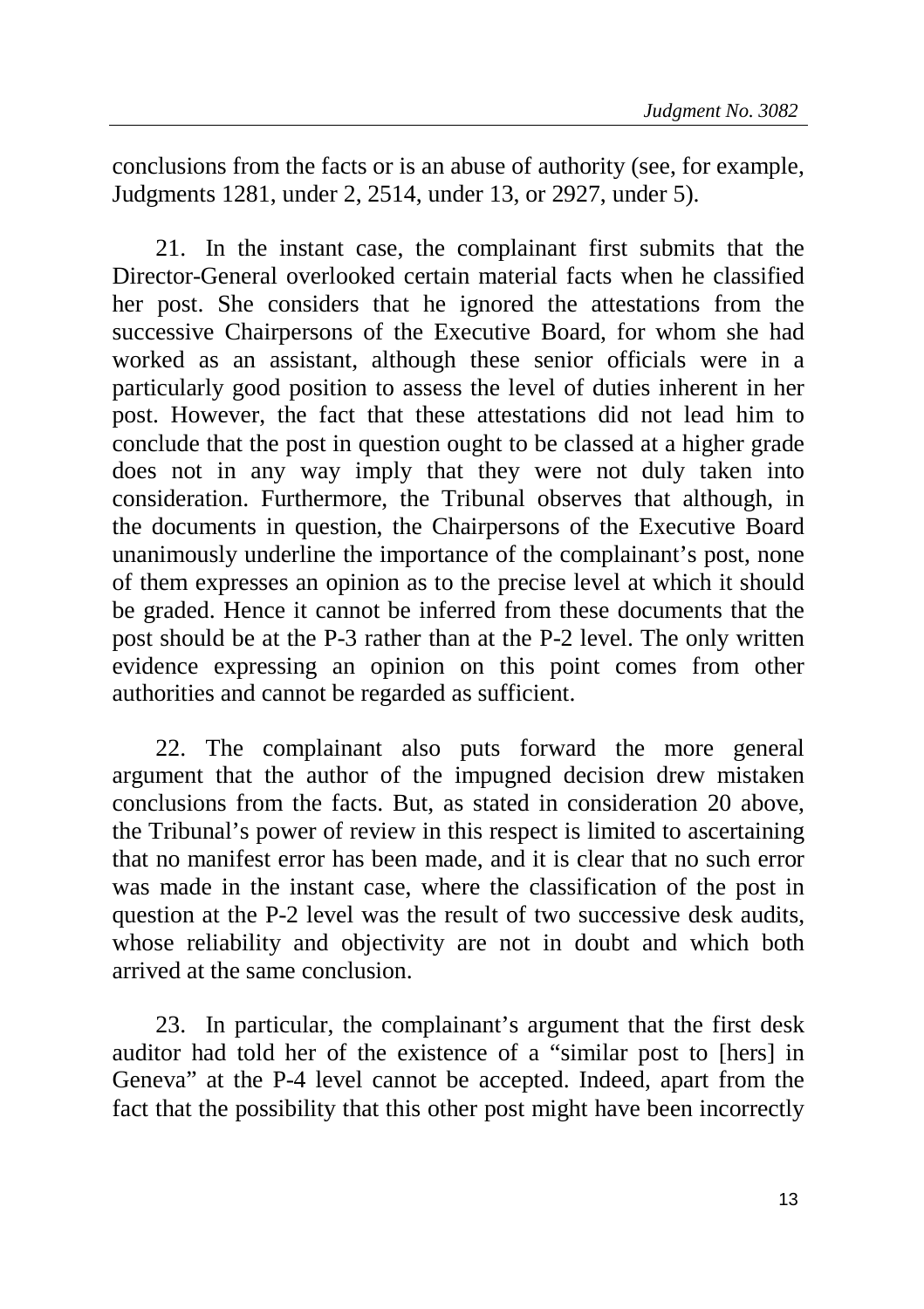conclusions from the facts or is an abuse of authority (see, for example, Judgments 1281, under 2, 2514, under 13, or 2927, under 5).

21. In the instant case, the complainant first submits that the Director-General overlooked certain material facts when he classified her post. She considers that he ignored the attestations from the successive Chairpersons of the Executive Board, for whom she had worked as an assistant, although these senior officials were in a particularly good position to assess the level of duties inherent in her post. However, the fact that these attestations did not lead him to conclude that the post in question ought to be classed at a higher grade does not in any way imply that they were not duly taken into consideration. Furthermore, the Tribunal observes that although, in the documents in question, the Chairpersons of the Executive Board unanimously underline the importance of the complainant's post, none of them expresses an opinion as to the precise level at which it should be graded. Hence it cannot be inferred from these documents that the post should be at the P-3 rather than at the P-2 level. The only written evidence expressing an opinion on this point comes from other authorities and cannot be regarded as sufficient.

22. The complainant also puts forward the more general argument that the author of the impugned decision drew mistaken conclusions from the facts. But, as stated in consideration 20 above, the Tribunal's power of review in this respect is limited to ascertaining that no manifest error has been made, and it is clear that no such error was made in the instant case, where the classification of the post in question at the P-2 level was the result of two successive desk audits, whose reliability and objectivity are not in doubt and which both arrived at the same conclusion.

23. In particular, the complainant's argument that the first desk auditor had told her of the existence of a "similar post to [hers] in Geneva" at the P-4 level cannot be accepted. Indeed, apart from the fact that the possibility that this other post might have been incorrectly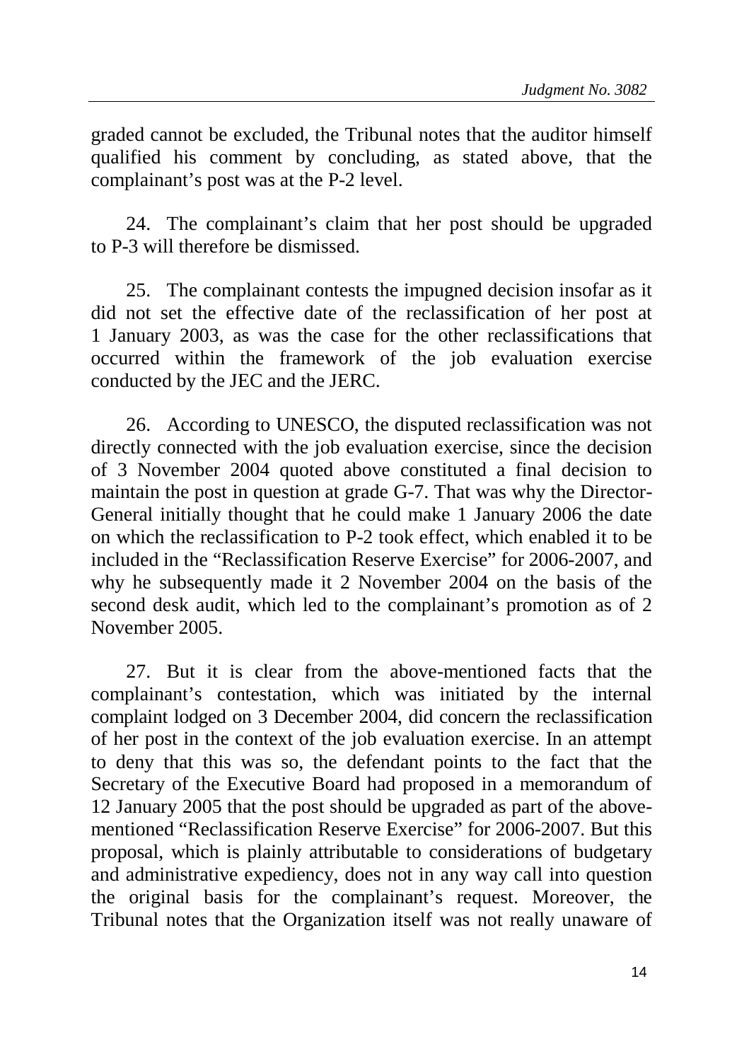graded cannot be excluded, the Tribunal notes that the auditor himself qualified his comment by concluding, as stated above, that the complainant's post was at the P-2 level.

24. The complainant's claim that her post should be upgraded to P-3 will therefore be dismissed.

25. The complainant contests the impugned decision insofar as it did not set the effective date of the reclassification of her post at 1 January 2003, as was the case for the other reclassifications that occurred within the framework of the job evaluation exercise conducted by the JEC and the JERC.

26. According to UNESCO, the disputed reclassification was not directly connected with the job evaluation exercise, since the decision of 3 November 2004 quoted above constituted a final decision to maintain the post in question at grade G-7. That was why the Director-General initially thought that he could make 1 January 2006 the date on which the reclassification to P-2 took effect, which enabled it to be included in the "Reclassification Reserve Exercise" for 2006-2007, and why he subsequently made it 2 November 2004 on the basis of the second desk audit, which led to the complainant's promotion as of 2 November 2005.

27. But it is clear from the above-mentioned facts that the complainant's contestation, which was initiated by the internal complaint lodged on 3 December 2004, did concern the reclassification of her post in the context of the job evaluation exercise. In an attempt to deny that this was so, the defendant points to the fact that the Secretary of the Executive Board had proposed in a memorandum of 12 January 2005 that the post should be upgraded as part of the above-mentioned "Reclassification Reserve Exercise" for 2006-2007. But this proposal, which is plainly attributable to considerations of budgetary and administrative expediency, does not in any way call into question the original basis for the complainant's request. Moreover, the Tribunal notes that the Organization itself was not really unaware of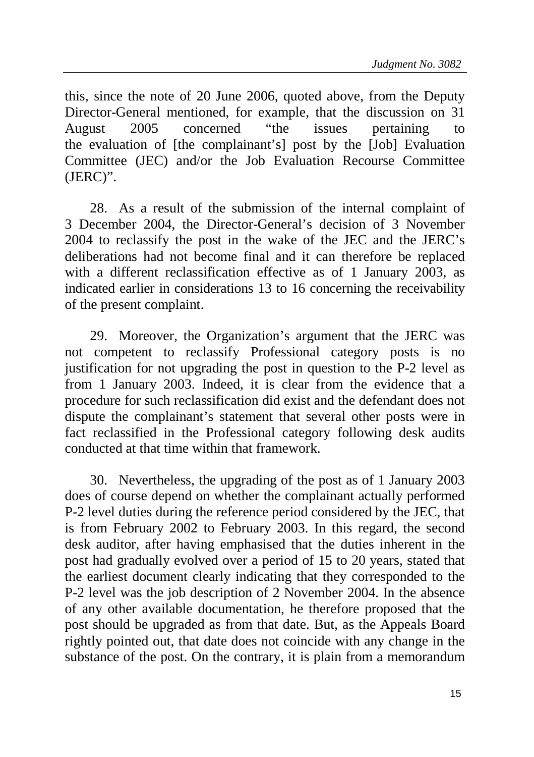this, since the note of 20 June 2006, quoted above, from the Deputy Director-General mentioned, for example, that the discussion on 31 August 2005 concerned "the issues pertaining to the evaluation of [the complainant's] post by the [Job] Evaluation Committee (JEC) and/or the Job Evaluation Recourse Committee (JERC)".

28. As a result of the submission of the internal complaint of 3 December 2004, the Director-General's decision of 3 November 2004 to reclassify the post in the wake of the JEC and the JERC's deliberations had not become final and it can therefore be replaced with a different reclassification effective as of 1 January 2003, as indicated earlier in considerations 13 to 16 concerning the receivability of the present complaint.

29. Moreover, the Organization's argument that the JERC was not competent to reclassify Professional category posts is no justification for not upgrading the post in question to the P-2 level as from 1 January 2003. Indeed, it is clear from the evidence that a procedure for such reclassification did exist and the defendant does not dispute the complainant's statement that several other posts were in fact reclassified in the Professional category following desk audits conducted at that time within that framework.

30. Nevertheless, the upgrading of the post as of 1 January 2003 does of course depend on whether the complainant actually performed P-2 level duties during the reference period considered by the JEC, that is from February 2002 to February 2003. In this regard, the second desk auditor, after having emphasised that the duties inherent in the post had gradually evolved over a period of 15 to 20 years, stated that the earliest document clearly indicating that they corresponded to the P-2 level was the job description of 2 November 2004. In the absence of any other available documentation, he therefore proposed that the post should be upgraded as from that date. But, as the Appeals Board rightly pointed out, that date does not coincide with any change in the substance of the post. On the contrary, it is plain from a memorandum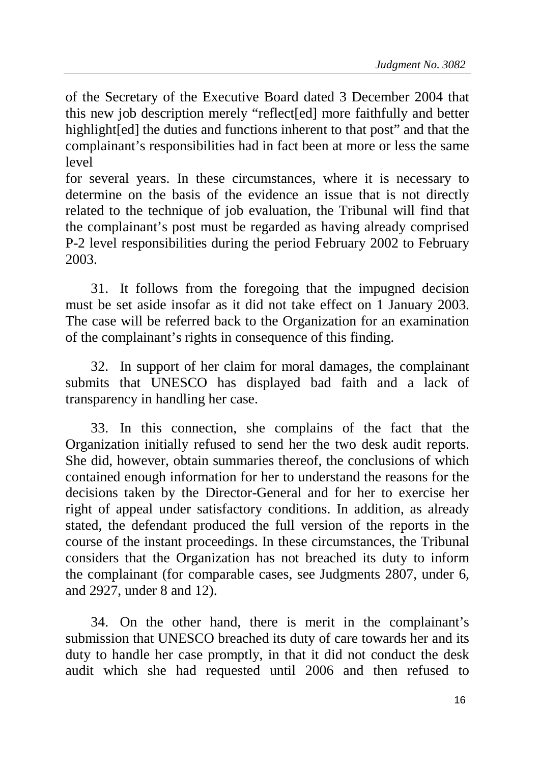of the Secretary of the Executive Board dated 3 December 2004 that this new job description merely "reflect[ed] more faithfully and better highlight[ed] the duties and functions inherent to that post" and that the complainant's responsibilities had in fact been at more or less the same level for several years. In these circumstances, where it is necessary to determine on the basis of the evidence an issue that is not directly related to the technique of job evaluation, the Tribunal will find that the complainant's post must be regarded as having already comprised P-2 level responsibilities during the period February 2002 to February 2003.

31. It follows from the foregoing that the impugned decision must be set aside insofar as it did not take effect on 1 January 2003. The case will be referred back to the Organization for an examination of the complainant's rights in consequence of this finding.

32. In support of her claim for moral damages, the complainant submits that UNESCO has displayed bad faith and a lack of transparency in handling her case.

33. In this connection, she complains of the fact that the Organization initially refused to send her the two desk audit reports. She did, however, obtain summaries thereof, the conclusions of which contained enough information for her to understand the reasons for the decisions taken by the Director-General and for her to exercise her right of appeal under satisfactory conditions. In addition, as already stated, the defendant produced the full version of the reports in the course of the instant proceedings. In these circumstances, the Tribunal considers that the Organization has not breached its duty to inform the complainant (for comparable cases, see Judgments 2807, under 6, and 2927, under 8 and 12).

34. On the other hand, there is merit in the complainant's submission that UNESCO breached its duty of care towards her and its duty to handle her case promptly, in that it did not conduct the desk audit which she had requested until 2006 and then refused to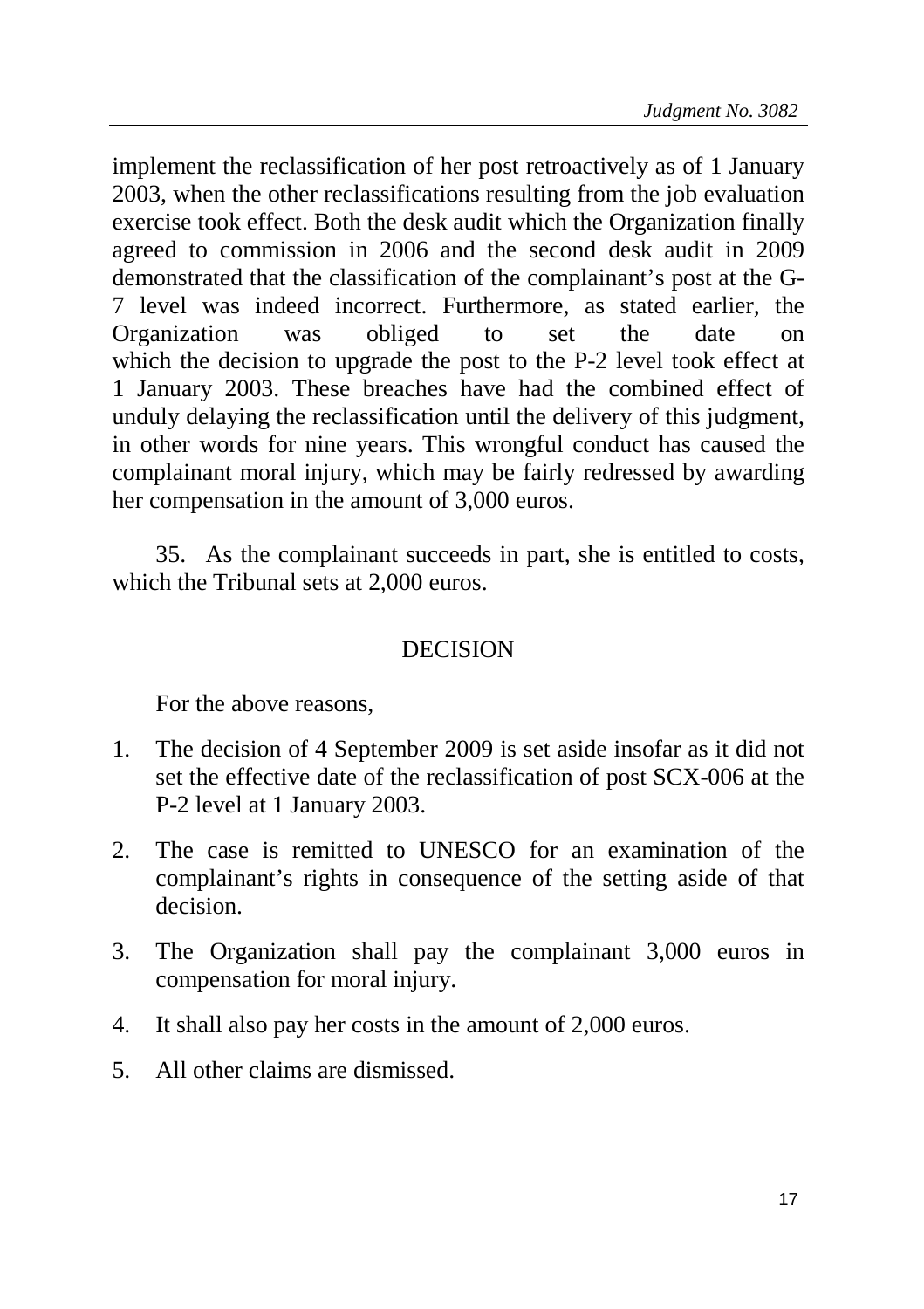implement the reclassification of her post retroactively as of 1 January 2003, when the other reclassifications resulting from the job evaluation exercise took effect. Both the desk audit which the Organization finally agreed to commission in 2006 and the second desk audit in 2009 demonstrated that the classification of the complainant's post at the G-7 level was indeed incorrect. Furthermore, as stated earlier, the Organization was obliged to set the date on which the decision to upgrade the post to the P-2 level took effect at 1 January 2003. These breaches have had the combined effect of unduly delaying the reclassification until the delivery of this judgment, in other words for nine years. This wrongful conduct has caused the complainant moral injury, which may be fairly redressed by awarding her compensation in the amount of 3,000 euros.

35. As the complainant succeeds in part, she is entitled to costs, which the Tribunal sets at 2,000 euros.

## DECISION

For the above reasons,

1. The decision of 4 September 2009 is set aside insofar as it did not set the effective date of the reclassification of post SCX-006 at the P-2 level at 1 January 2003.
2. The case is remitted to UNESCO for an examination of the complainant's rights in consequence of the setting aside of that decision.
3. The Organization shall pay the complainant 3,000 euros in compensation for moral injury.
4. It shall also pay her costs in the amount of 2,000 euros.
5. All other claims are dismissed.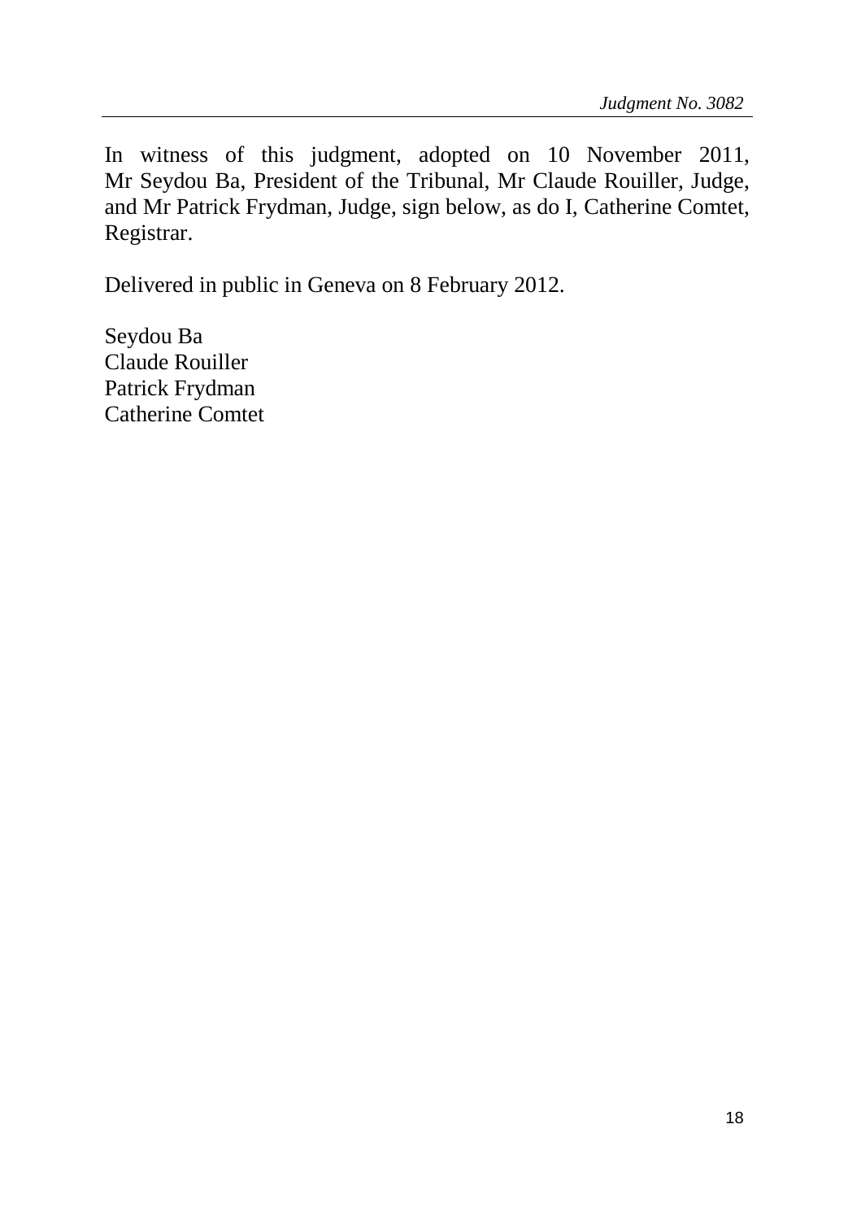In witness of this judgment, adopted on 10 November 2011, Mr Seydou Ba, President of the Tribunal, Mr Claude Rouiller, Judge, and Mr Patrick Frydman, Judge, sign below, as do I, Catherine Comtet, Registrar.

Delivered in public in Geneva on 8 February 2012.

Seydou Ba
Claude Rouiller
Patrick Frydman
Catherine Comtet